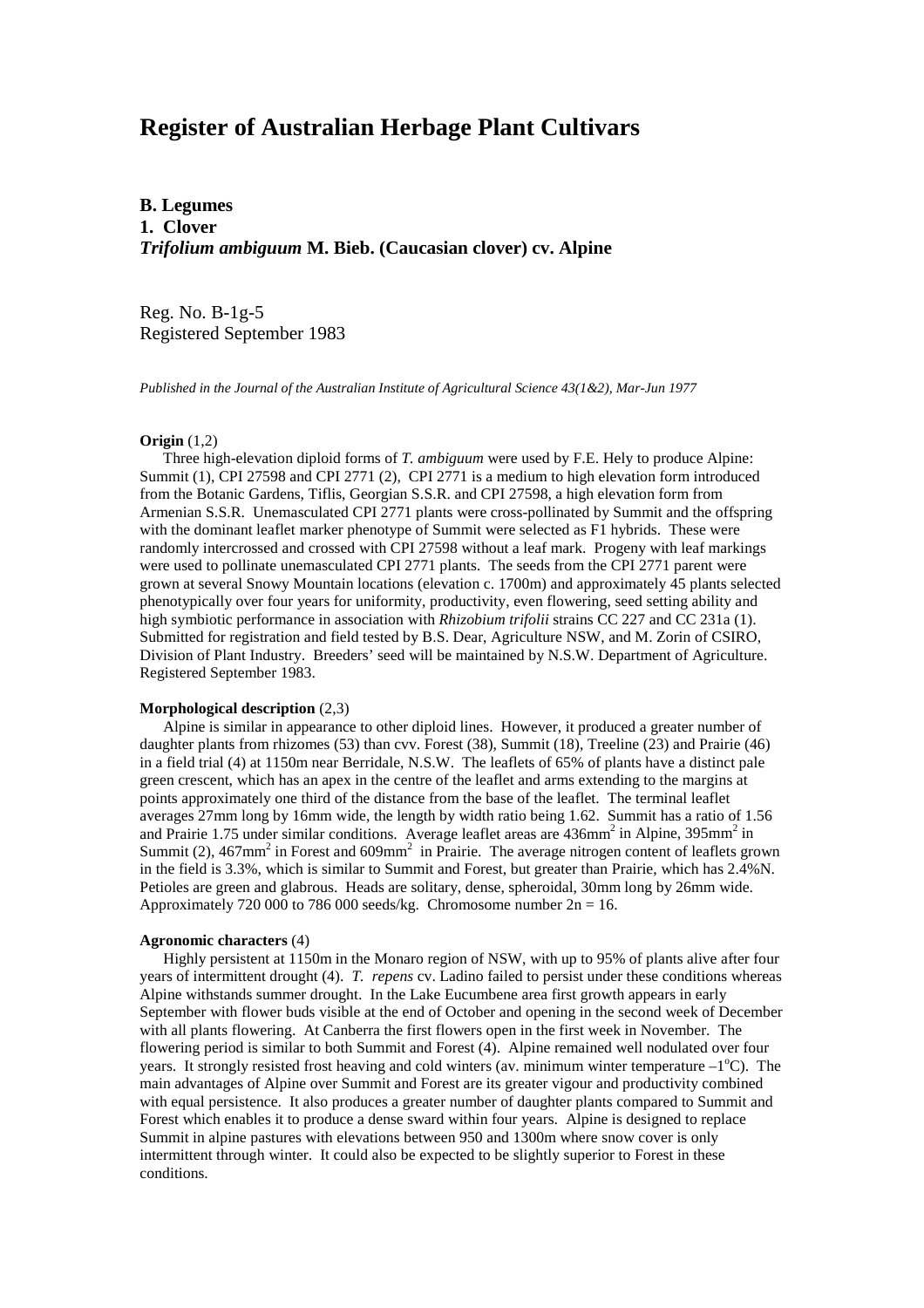# Register of Australian Herbage Plant Cultivars

**B. Legumes**
**1. Clover**
***Trifolium ambiguum* M. Bieb. (Caucasian clover) cv. Alpine**

Reg. No. B-1g-5
Registered September 1983

*Published in the Journal of the Australian Institute of Agricultural Science 43(1&2), Mar-Jun 1977*

**Origin** (1,2)

Three high-elevation diploid forms of *T. ambiguum* were used by F.E. Hely to produce Alpine: Summit (1), CPI 27598 and CPI 2771 (2), CPI 2771 is a medium to high elevation form introduced from the Botanic Gardens, Tiflis, Georgian S.S.R. and CPI 27598, a high elevation form from Armenian S.S.R. Unemasculated CPI 2771 plants were cross-pollinated by Summit and the offspring with the dominant leaflet marker phenotype of Summit were selected as F1 hybrids. These were randomly intercrossed and crossed with CPI 27598 without a leaf mark. Progeny with leaf markings were used to pollinate unemasculated CPI 2771 plants. The seeds from the CPI 2771 parent were grown at several Snowy Mountain locations (elevation c. 1700m) and approximately 45 plants selected phenotypically over four years for uniformity, productivity, even flowering, seed setting ability and high symbiotic performance in association with *Rhizobium trifolii* strains CC 227 and CC 231a (1). Submitted for registration and field tested by B.S. Dear, Agriculture NSW, and M. Zorin of CSIRO, Division of Plant Industry. Breeders' seed will be maintained by N.S.W. Department of Agriculture. Registered September 1983.

**Morphological description** (2,3)

Alpine is similar in appearance to other diploid lines. However, it produced a greater number of daughter plants from rhizomes (53) than cvv. Forest (38), Summit (18), Treeline (23) and Prairie (46) in a field trial (4) at 1150m near Berridale, N.S.W. The leaflets of 65% of plants have a distinct pale green crescent, which has an apex in the centre of the leaflet and arms extending to the margins at points approximately one third of the distance from the base of the leaflet. The terminal leaflet averages 27mm long by 16mm wide, the length by width ratio being 1.62. Summit has a ratio of 1.56 and Prairie 1.75 under similar conditions. Average leaflet areas are 436mm$^2$ in Alpine, 395mm$^2$ in Summit (2), 467mm$^2$ in Forest and 609mm$^2$ in Prairie. The average nitrogen content of leaflets grown in the field is 3.3%, which is similar to Summit and Forest, but greater than Prairie, which has 2.4%N. Petioles are green and glabrous. Heads are solitary, dense, spheroidal, 30mm long by 26mm wide. Approximately 720 000 to 786 000 seeds/kg. Chromosome number 2n = 16.

**Agronomic characters** (4)

Highly persistent at 1150m in the Monaro region of NSW, with up to 95% of plants alive after four years of intermittent drought (4). *T. repens* cv. Ladino failed to persist under these conditions whereas Alpine withstands summer drought. In the Lake Eucumbene area first growth appears in early September with flower buds visible at the end of October and opening in the second week of December with all plants flowering. At Canberra the first flowers open in the first week in November. The flowering period is similar to both Summit and Forest (4). Alpine remained well nodulated over four years. It strongly resisted frost heaving and cold winters (av. minimum winter temperature –1°C). The main advantages of Alpine over Summit and Forest are its greater vigour and productivity combined with equal persistence. It also produces a greater number of daughter plants compared to Summit and Forest which enables it to produce a dense sward within four years. Alpine is designed to replace Summit in alpine pastures with elevations between 950 and 1300m where snow cover is only intermittent through winter. It could also be expected to be slightly superior to Forest in these conditions.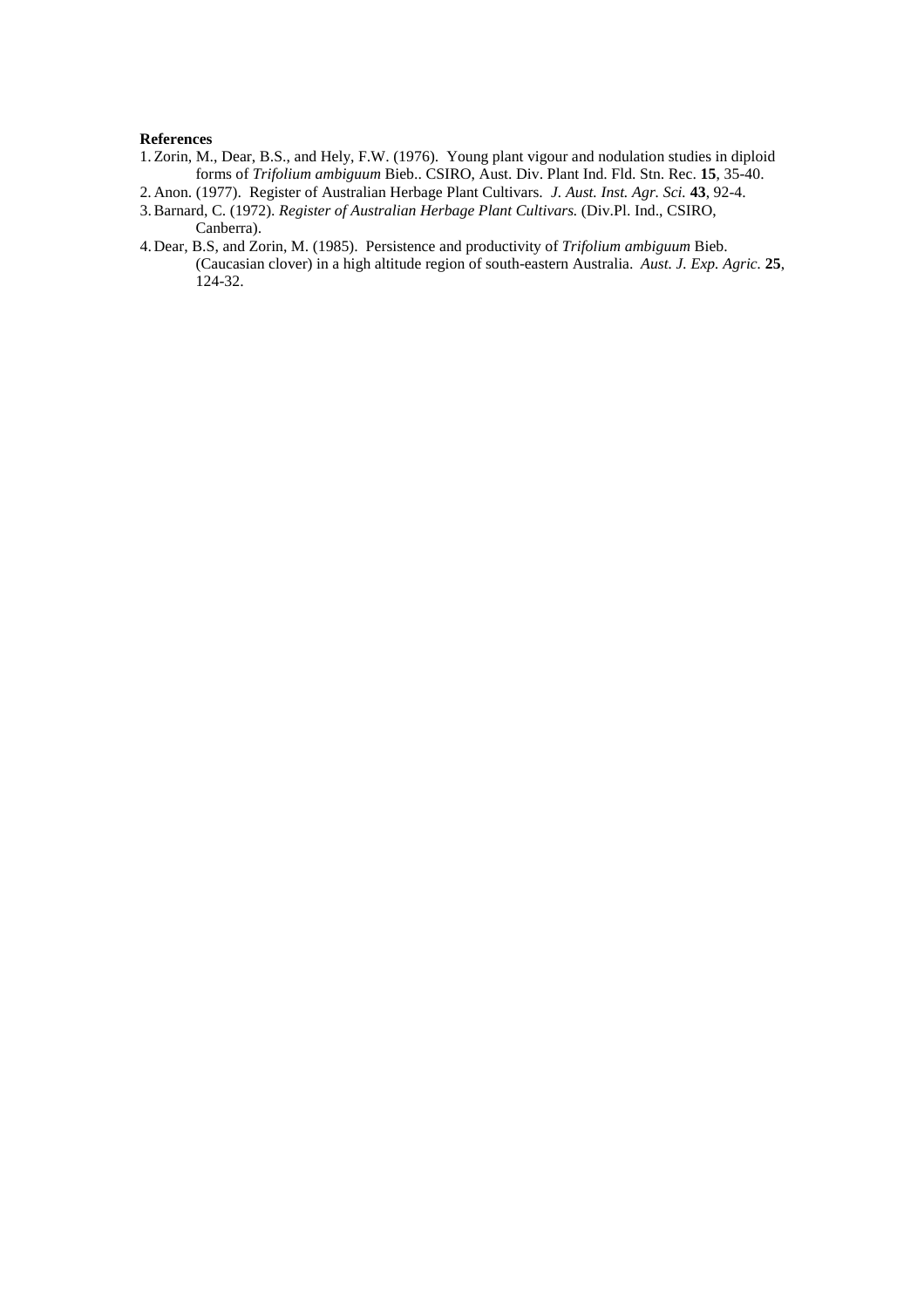**References**

1. Zorin, M., Dear, B.S., and Hely, F.W. (1976). Young plant vigour and nodulation studies in diploid forms of *Trifolium ambiguum* Bieb.. CSIRO, Aust. Div. Plant Ind. Fld. Stn. Rec. **15**, 35-40.
2. Anon. (1977). Register of Australian Herbage Plant Cultivars. *J. Aust. Inst. Agr. Sci.* **43**, 92-4.
3. Barnard, C. (1972). *Register of Australian Herbage Plant Cultivars.* (Div.Pl. Ind., CSIRO, Canberra).
4. Dear, B.S, and Zorin, M. (1985). Persistence and productivity of *Trifolium ambiguum* Bieb. (Caucasian clover) in a high altitude region of south-eastern Australia. *Aust. J. Exp. Agric.* **25**, 124-32.